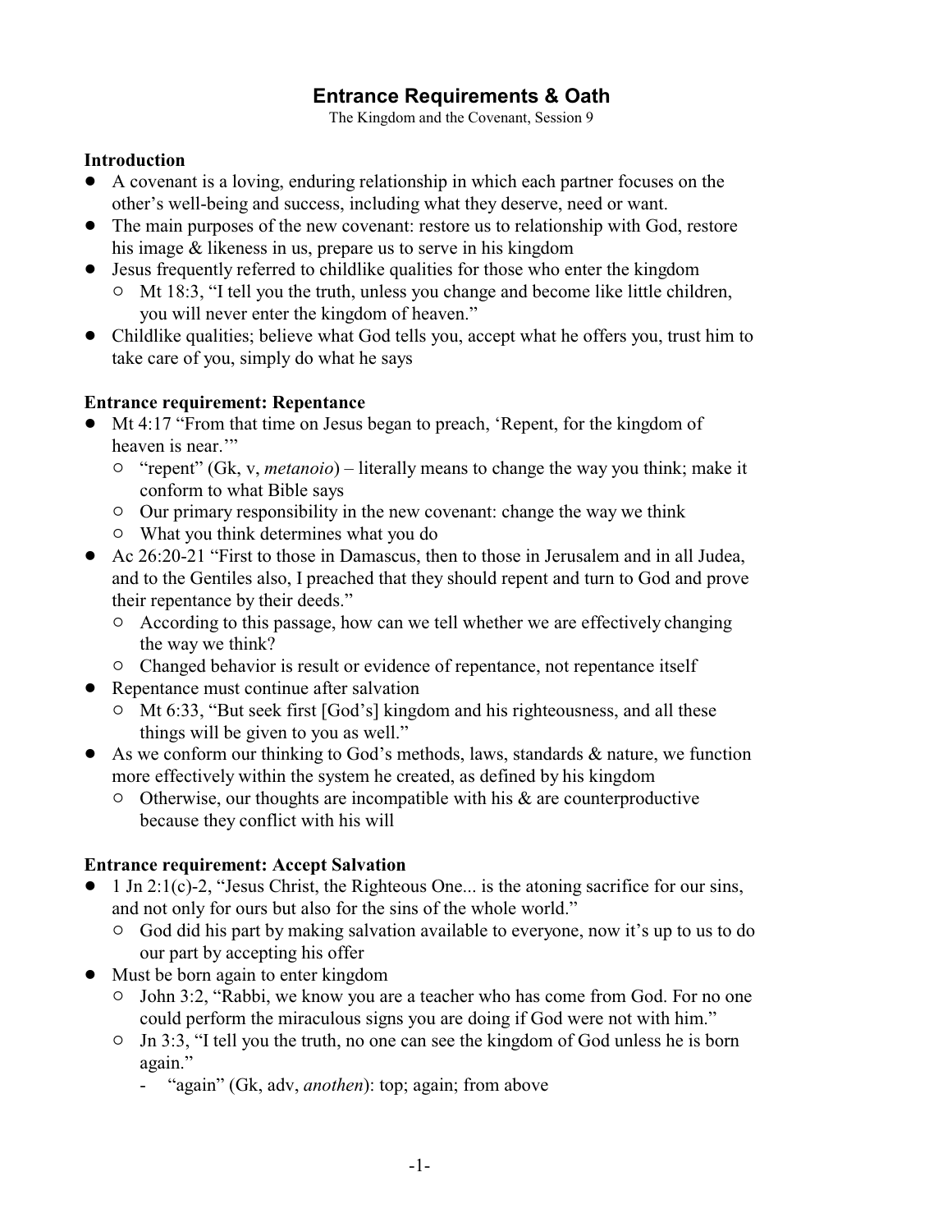# Entrance Requirements & Oath

The Kingdom and the Covenant, Session 9

## Introduction

- A covenant is a loving, enduring relationship in which each partner focuses on the other's well-being and success, including what they deserve, need or want.
- The main purposes of the new covenant: restore us to relationship with God, restore his image & likeness in us, prepare us to serve in his kingdom
- Jesus frequently referred to childlike qualities for those who enter the kingdom
  - Mt 18:3, "I tell you the truth, unless you change and become like little children, you will never enter the kingdom of heaven."
- Childlike qualities; believe what God tells you, accept what he offers you, trust him to take care of you, simply do what he says

## Entrance requirement: Repentance

- Mt 4:17 "From that time on Jesus began to preach, 'Repent, for the kingdom of heaven is near.'"
  - "repent" (Gk, v, *metanoio*) – literally means to change the way you think; make it conform to what Bible says
  - Our primary responsibility in the new covenant: change the way we think
  - What you think determines what you do
- Ac 26:20-21 "First to those in Damascus, then to those in Jerusalem and in all Judea, and to the Gentiles also, I preached that they should repent and turn to God and prove their repentance by their deeds."
  - According to this passage, how can we tell whether we are effectively changing the way we think?
  - Changed behavior is result or evidence of repentance, not repentance itself
- Repentance must continue after salvation
  - Mt 6:33, "But seek first [God's] kingdom and his righteousness, and all these things will be given to you as well."
- As we conform our thinking to God's methods, laws, standards & nature, we function more effectively within the system he created, as defined by his kingdom
  - Otherwise, our thoughts are incompatible with his & are counterproductive because they conflict with his will

## Entrance requirement: Accept Salvation

- 1 Jn 2:1(c)-2, "Jesus Christ, the Righteous One... is the atoning sacrifice for our sins, and not only for ours but also for the sins of the whole world."
  - God did his part by making salvation available to everyone, now it's up to us to do our part by accepting his offer
- Must be born again to enter kingdom
  - John 3:2, "Rabbi, we know you are a teacher who has come from God. For no one could perform the miraculous signs you are doing if God were not with him."
  - Jn 3:3, "I tell you the truth, no one can see the kingdom of God unless he is born again."
    - "again" (Gk, adv, *anothen*): top; again; from above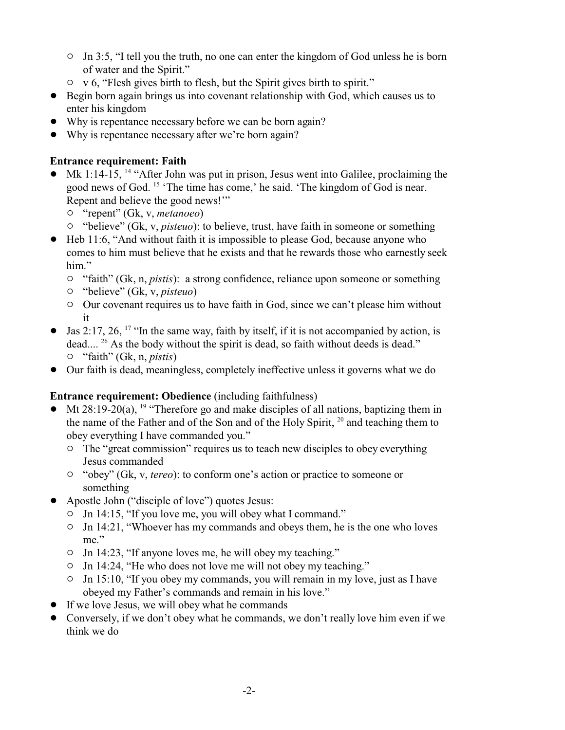- Jn 3:5, "I tell you the truth, no one can enter the kingdom of God unless he is born of water and the Spirit."
  - v 6, "Flesh gives birth to flesh, but the Spirit gives birth to spirit."
- Begin born again brings us into covenant relationship with God, which causes us to enter his kingdom
- Why is repentance necessary before we can be born again?
- Why is repentance necessary after we're born again?

**Entrance requirement: Faith**

- Mk 1:14-15, [14] "After John was put in prison, Jesus went into Galilee, proclaiming the good news of God. [15] 'The time has come,' he said. 'The kingdom of God is near. Repent and believe the good news!'"
  - "repent" (Gk, v, *metanoeo*)
  - "believe" (Gk, v, *pisteuo*): to believe, trust, have faith in someone or something
- Heb 11:6, "And without faith it is impossible to please God, because anyone who comes to him must believe that he exists and that he rewards those who earnestly seek him."
  - "faith" (Gk, n, *pistis*): a strong confidence, reliance upon someone or something
  - "believe" (Gk, v, *pisteuo*)
  - Our covenant requires us to have faith in God, since we can't please him without it
- Jas 2:17, 26, [17] "In the same way, faith by itself, if it is not accompanied by action, is dead.... [26] As the body without the spirit is dead, so faith without deeds is dead."
  - "faith" (Gk, n, *pistis*)
- Our faith is dead, meaningless, completely ineffective unless it governs what we do

**Entrance requirement: Obedience** (including faithfulness)

- Mt 28:19-20(a), [19] "Therefore go and make disciples of all nations, baptizing them in the name of the Father and of the Son and of the Holy Spirit, [20] and teaching them to obey everything I have commanded you."
  - The "great commission" requires us to teach new disciples to obey everything Jesus commanded
  - "obey" (Gk, v, *tereo*): to conform one's action or practice to someone or something
- Apostle John ("disciple of love") quotes Jesus:
  - Jn 14:15, "If you love me, you will obey what I command."
  - Jn 14:21, "Whoever has my commands and obeys them, he is the one who loves me."
  - Jn 14:23, "If anyone loves me, he will obey my teaching."
  - Jn 14:24, "He who does not love me will not obey my teaching."
  - Jn 15:10, "If you obey my commands, you will remain in my love, just as I have obeyed my Father's commands and remain in his love."
- If we love Jesus, we will obey what he commands
- Conversely, if we don't obey what he commands, we don't really love him even if we think we do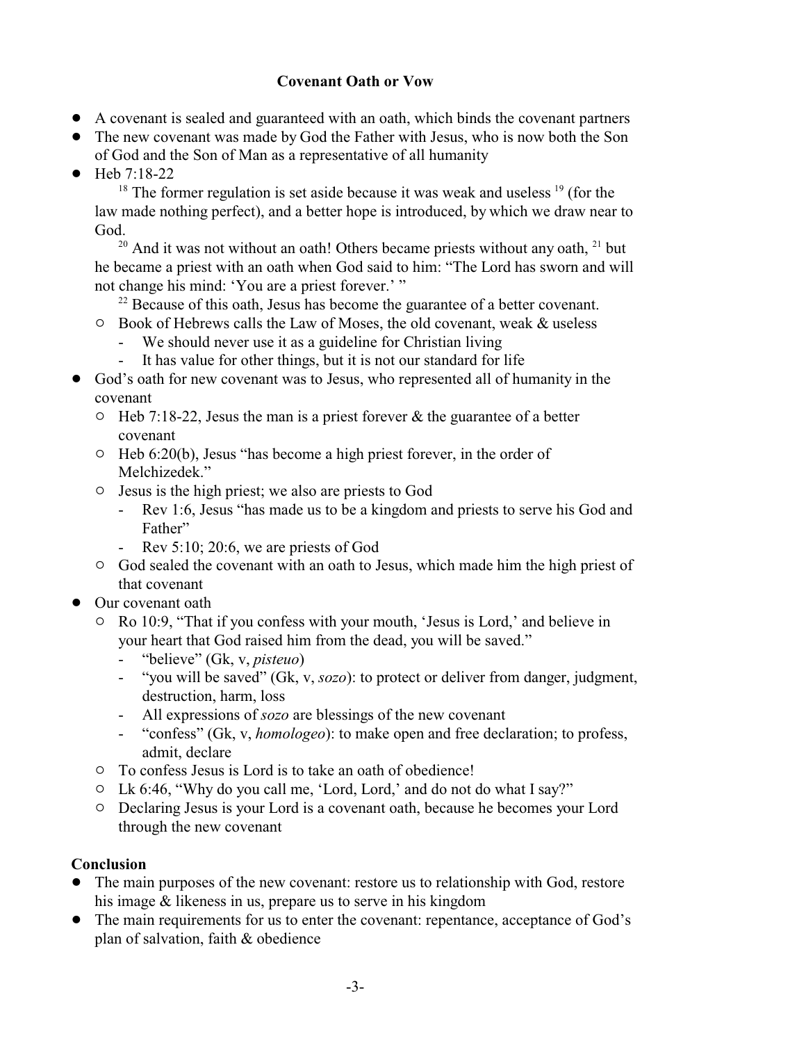## Covenant Oath or Vow

- A covenant is sealed and guaranteed with an oath, which binds the covenant partners
- The new covenant was made by God the Father with Jesus, who is now both the Son of God and the Son of Man as a representative of all humanity
- Heb 7:18-22

  [18] The former regulation is set aside because it was weak and useless [19] (for the law made nothing perfect), and a better hope is introduced, by which we draw near to God.

  [20] And it was not without an oath! Others became priests without any oath, [21] but he became a priest with an oath when God said to him: "The Lord has sworn and will not change his mind: 'You are a priest forever.' "

  [22] Because of this oath, Jesus has become the guarantee of a better covenant.

  - Book of Hebrews calls the Law of Moses, the old covenant, weak & useless
    - We should never use it as a guideline for Christian living
    - It has value for other things, but it is not our standard for life
- God's oath for new covenant was to Jesus, who represented all of humanity in the covenant
  - Heb 7:18-22, Jesus the man is a priest forever & the guarantee of a better covenant
  - Heb 6:20(b), Jesus "has become a high priest forever, in the order of Melchizedek."
  - Jesus is the high priest; we also are priests to God
    - Rev 1:6, Jesus "has made us to be a kingdom and priests to serve his God and Father"
    - Rev 5:10; 20:6, we are priests of God
  - God sealed the covenant with an oath to Jesus, which made him the high priest of that covenant
- Our covenant oath
  - Ro 10:9, "That if you confess with your mouth, 'Jesus is Lord,' and believe in your heart that God raised him from the dead, you will be saved."
    - "believe" (Gk, v, *pisteuo*)
    - "you will be saved" (Gk, v, *sozo*): to protect or deliver from danger, judgment, destruction, harm, loss
    - All expressions of *sozo* are blessings of the new covenant
    - "confess" (Gk, v, *homologeo*): to make open and free declaration; to profess, admit, declare
  - To confess Jesus is Lord is to take an oath of obedience!
  - Lk 6:46, "Why do you call me, 'Lord, Lord,' and do not do what I say?"
  - Declaring Jesus is your Lord is a covenant oath, because he becomes your Lord through the new covenant

## Conclusion

- The main purposes of the new covenant: restore us to relationship with God, restore his image & likeness in us, prepare us to serve in his kingdom
- The main requirements for us to enter the covenant: repentance, acceptance of God's plan of salvation, faith & obedience